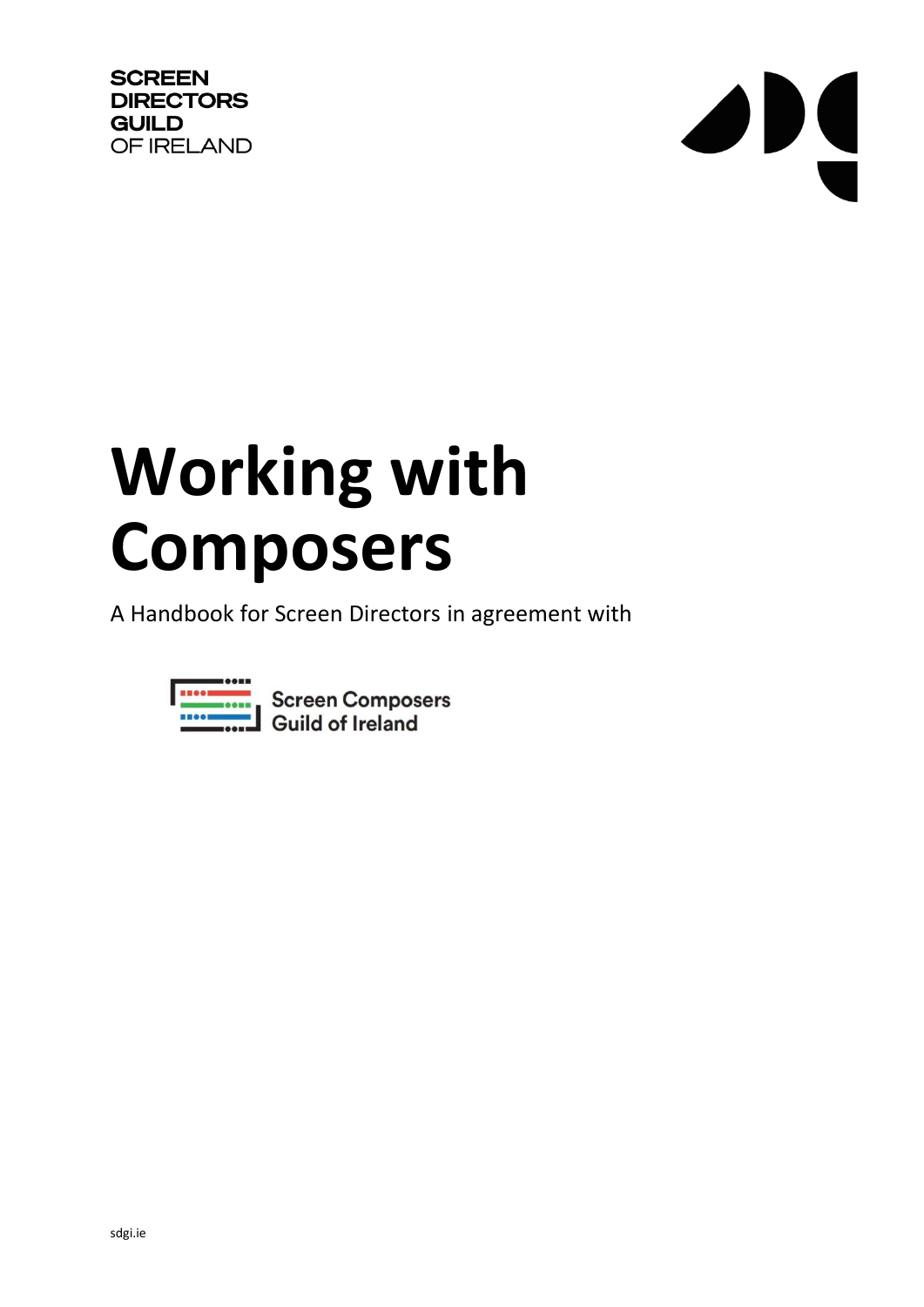SCREEN DIRECTORS GUILD OF IRELAND

# Working with Composers

A Handbook for Screen Directors in agreement with

Screen Composers Guild of Ireland

sdgi.ie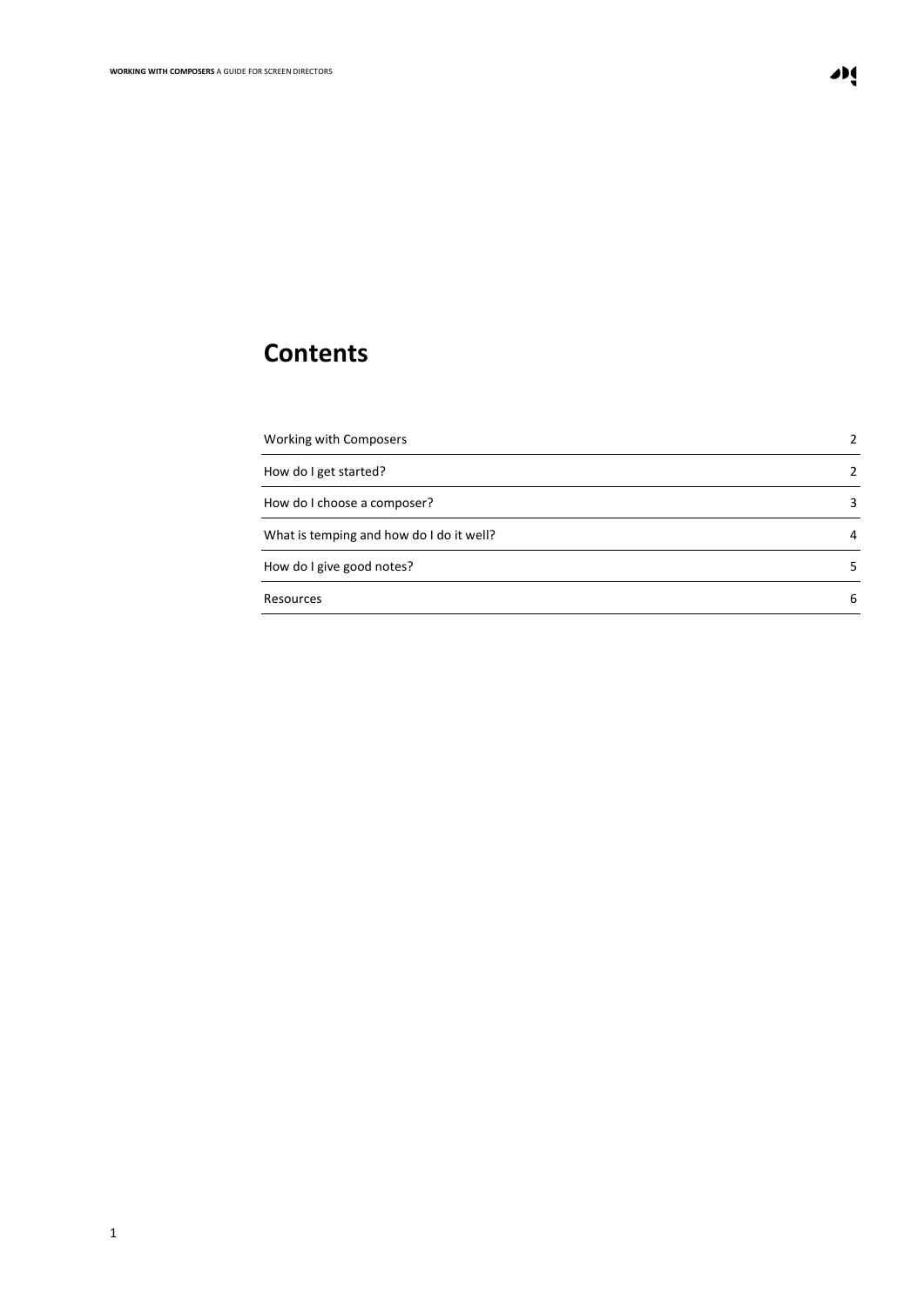# Contents

| | |
|---|---|
| Working with Composers | 2 |
| How do I get started? | 2 |
| How do I choose a composer? | 3 |
| What is temping and how do I do it well? | 4 |
| How do I give good notes? | 5 |
| Resources | 6 |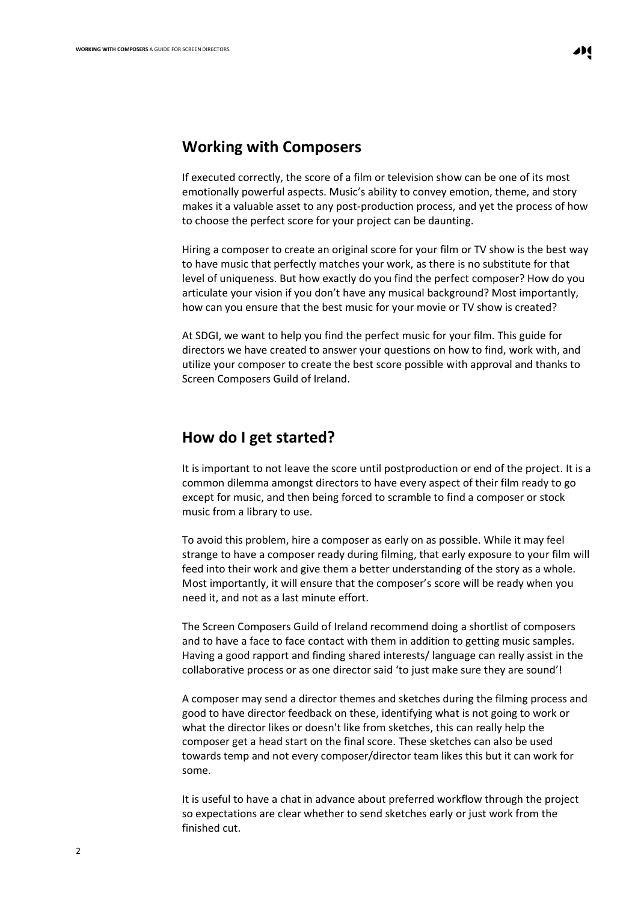## Working with Composers

If executed correctly, the score of a film or television show can be one of its most emotionally powerful aspects. Music's ability to convey emotion, theme, and story makes it a valuable asset to any post-production process, and yet the process of how to choose the perfect score for your project can be daunting.

Hiring a composer to create an original score for your film or TV show is the best way to have music that perfectly matches your work, as there is no substitute for that level of uniqueness. But how exactly do you find the perfect composer? How do you articulate your vision if you don't have any musical background? Most importantly, how can you ensure that the best music for your movie or TV show is created?

At SDGI, we want to help you find the perfect music for your film. This guide for directors we have created to answer your questions on how to find, work with, and utilize your composer to create the best score possible with approval and thanks to Screen Composers Guild of Ireland.

## How do I get started?

It is important to not leave the score until postproduction or end of the project. It is a common dilemma amongst directors to have every aspect of their film ready to go except for music, and then being forced to scramble to find a composer or stock music from a library to use.

To avoid this problem, hire a composer as early on as possible. While it may feel strange to have a composer ready during filming, that early exposure to your film will feed into their work and give them a better understanding of the story as a whole. Most importantly, it will ensure that the composer's score will be ready when you need it, and not as a last minute effort.

The Screen Composers Guild of Ireland recommend doing a shortlist of composers and to have a face to face contact with them in addition to getting music samples. Having a good rapport and finding shared interests/ language can really assist in the collaborative process or as one director said 'to just make sure they are sound'!

A composer may send a director themes and sketches during the filming process and good to have director feedback on these, identifying what is not going to work or what the director likes or doesn't like from sketches, this can really help the composer get a head start on the final score. These sketches can also be used towards temp and not every composer/director team likes this but it can work for some.

It is useful to have a chat in advance about preferred workflow through the project so expectations are clear whether to send sketches early or just work from the finished cut.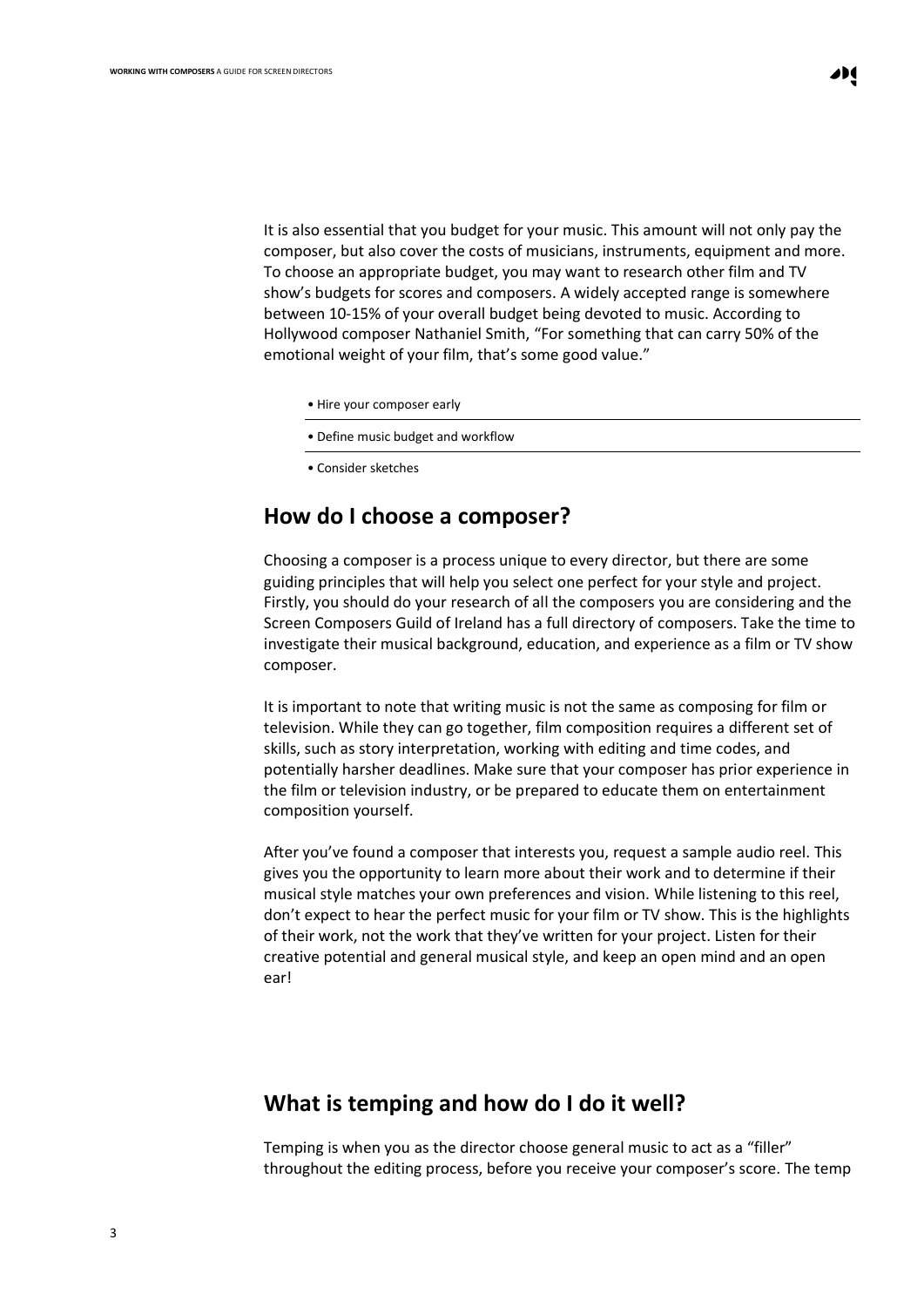It is also essential that you budget for your music. This amount will not only pay the composer, but also cover the costs of musicians, instruments, equipment and more. To choose an appropriate budget, you may want to research other film and TV show's budgets for scores and composers. A widely accepted range is somewhere between 10-15% of your overall budget being devoted to music. According to Hollywood composer Nathaniel Smith, "For something that can carry 50% of the emotional weight of your film, that's some good value."

- Hire your composer early
- Define music budget and workflow
- Consider sketches

## How do I choose a composer?

Choosing a composer is a process unique to every director, but there are some guiding principles that will help you select one perfect for your style and project. Firstly, you should do your research of all the composers you are considering and the Screen Composers Guild of Ireland has a full directory of composers. Take the time to investigate their musical background, education, and experience as a film or TV show composer.

It is important to note that writing music is not the same as composing for film or television. While they can go together, film composition requires a different set of skills, such as story interpretation, working with editing and time codes, and potentially harsher deadlines. Make sure that your composer has prior experience in the film or television industry, or be prepared to educate them on entertainment composition yourself.

After you've found a composer that interests you, request a sample audio reel. This gives you the opportunity to learn more about their work and to determine if their musical style matches your own preferences and vision. While listening to this reel, don't expect to hear the perfect music for your film or TV show. This is the highlights of their work, not the work that they've written for your project. Listen for their creative potential and general musical style, and keep an open mind and an open ear!

## What is temping and how do I do it well?

Temping is when you as the director choose general music to act as a "filler" throughout the editing process, before you receive your composer's score. The temp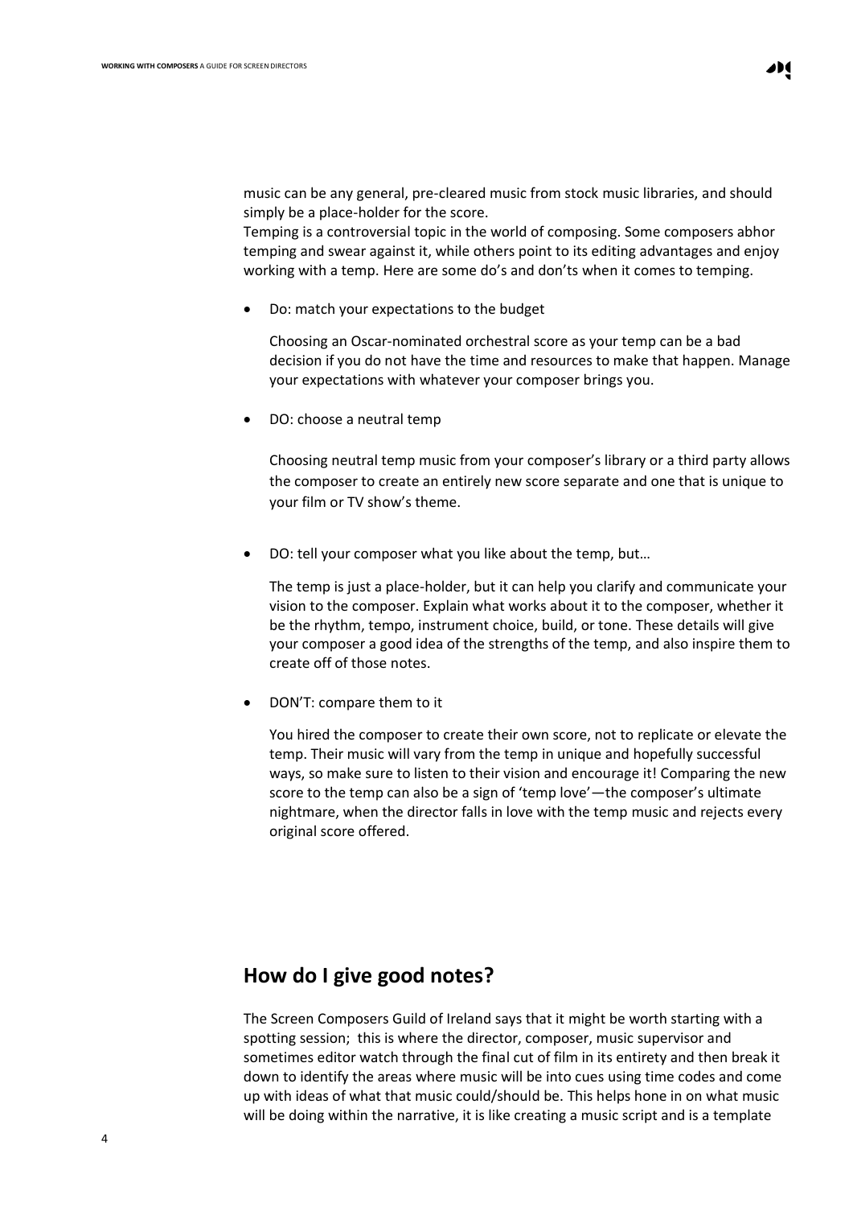music can be any general, pre-cleared music from stock music libraries, and should simply be a place-holder for the score.

Temping is a controversial topic in the world of composing. Some composers abhor temping and swear against it, while others point to its editing advantages and enjoy working with a temp. Here are some do's and don'ts when it comes to temping.

- Do: match your expectations to the budget

  Choosing an Oscar-nominated orchestral score as your temp can be a bad decision if you do not have the time and resources to make that happen. Manage your expectations with whatever your composer brings you.

- DO: choose a neutral temp

  Choosing neutral temp music from your composer's library or a third party allows the composer to create an entirely new score separate and one that is unique to your film or TV show's theme.

- DO: tell your composer what you like about the temp, but…

  The temp is just a place-holder, but it can help you clarify and communicate your vision to the composer. Explain what works about it to the composer, whether it be the rhythm, tempo, instrument choice, build, or tone. These details will give your composer a good idea of the strengths of the temp, and also inspire them to create off of those notes.

- DON'T: compare them to it

  You hired the composer to create their own score, not to replicate or elevate the temp. Their music will vary from the temp in unique and hopefully successful ways, so make sure to listen to their vision and encourage it! Comparing the new score to the temp can also be a sign of 'temp love'—the composer's ultimate nightmare, when the director falls in love with the temp music and rejects every original score offered.

## How do I give good notes?

The Screen Composers Guild of Ireland says that it might be worth starting with a spotting session; this is where the director, composer, music supervisor and sometimes editor watch through the final cut of film in its entirety and then break it down to identify the areas where music will be into cues using time codes and come up with ideas of what that music could/should be. This helps hone in on what music will be doing within the narrative, it is like creating a music script and is a template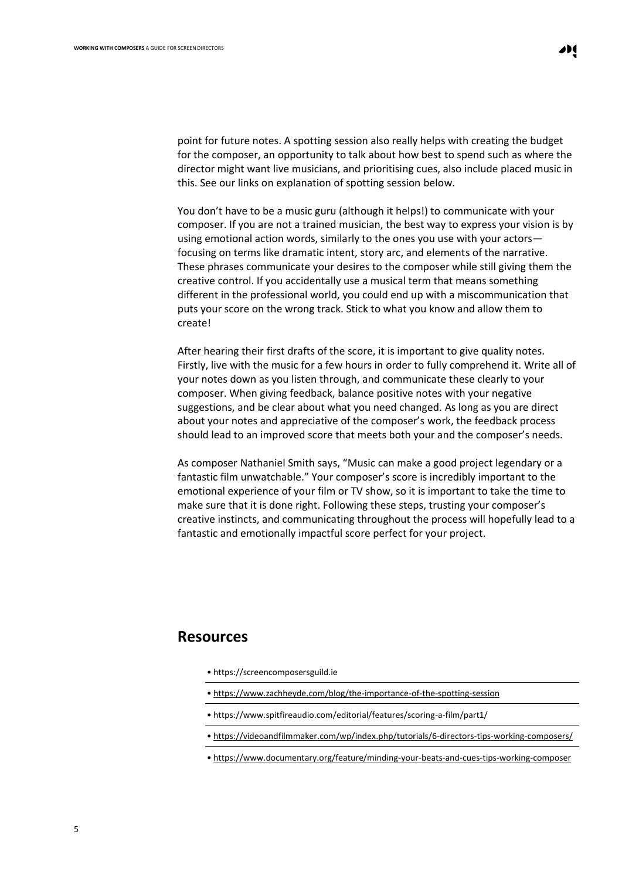point for future notes. A spotting session also really helps with creating the budget for the composer, an opportunity to talk about how best to spend such as where the director might want live musicians, and prioritising cues, also include placed music in this. See our links on explanation of spotting session below.

You don't have to be a music guru (although it helps!) to communicate with your composer. If you are not a trained musician, the best way to express your vision is by using emotional action words, similarly to the ones you use with your actors—focusing on terms like dramatic intent, story arc, and elements of the narrative. These phrases communicate your desires to the composer while still giving them the creative control. If you accidentally use a musical term that means something different in the professional world, you could end up with a miscommunication that puts your score on the wrong track. Stick to what you know and allow them to create!

After hearing their first drafts of the score, it is important to give quality notes. Firstly, live with the music for a few hours in order to fully comprehend it. Write all of your notes down as you listen through, and communicate these clearly to your composer. When giving feedback, balance positive notes with your negative suggestions, and be clear about what you need changed. As long as you are direct about your notes and appreciative of the composer's work, the feedback process should lead to an improved score that meets both your and the composer's needs.

As composer Nathaniel Smith says, "Music can make a good project legendary or a fantastic film unwatchable." Your composer's score is incredibly important to the emotional experience of your film or TV show, so it is important to take the time to make sure that it is done right. Following these steps, trusting your composer's creative instincts, and communicating throughout the process will hopefully lead to a fantastic and emotionally impactful score perfect for your project.

## Resources

- https://screencomposersguild.ie
- https://www.zachheyde.com/blog/the-importance-of-the-spotting-session
- https://www.spitfireaudio.com/editorial/features/scoring-a-film/part1/
- https://videoandfilmmaker.com/wp/index.php/tutorials/6-directors-tips-working-composers/
- https://www.documentary.org/feature/minding-your-beats-and-cues-tips-working-composer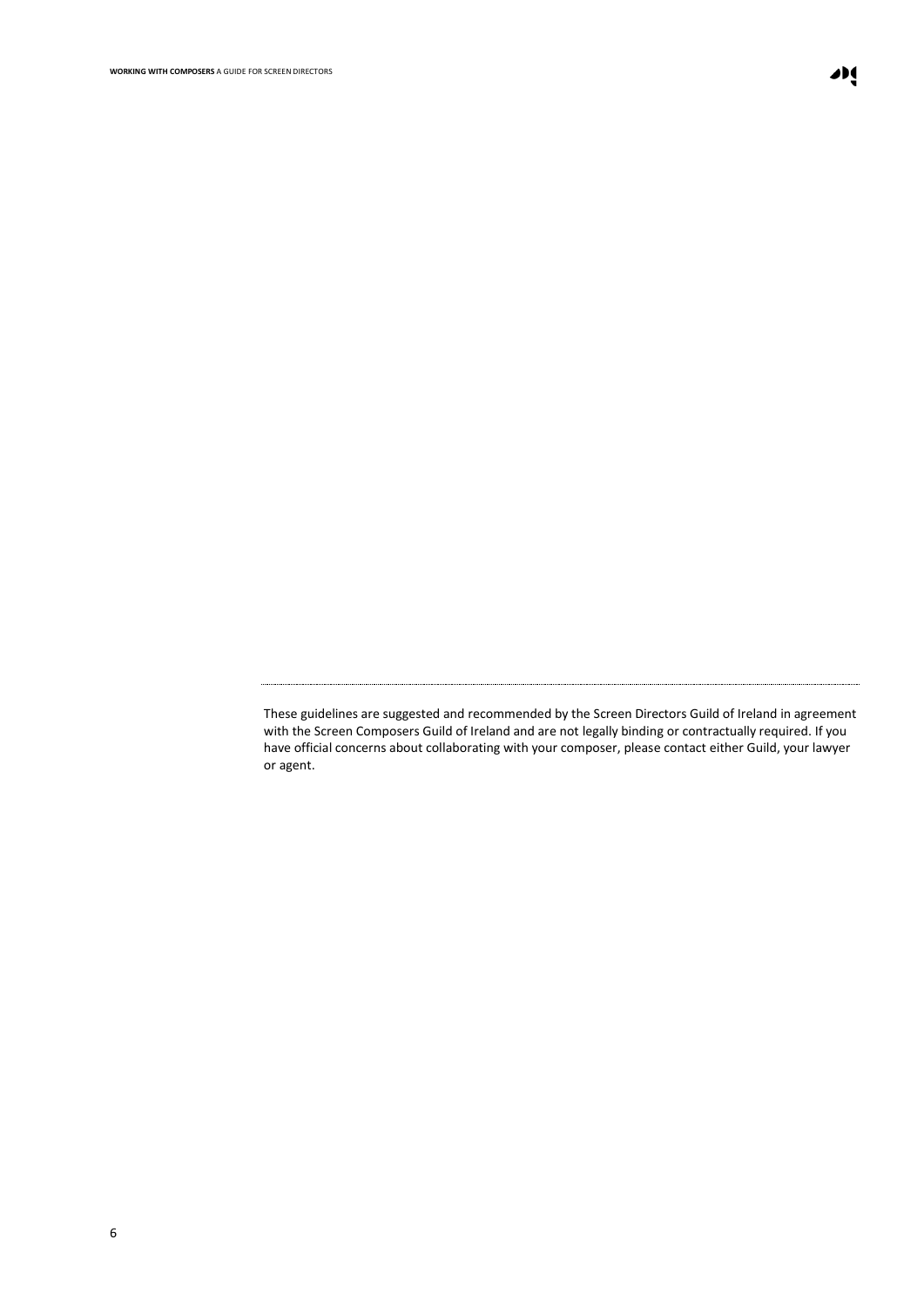These guidelines are suggested and recommended by the Screen Directors Guild of Ireland in agreement with the Screen Composers Guild of Ireland and are not legally binding or contractually required. If you have official concerns about collaborating with your composer, please contact either Guild, your lawyer or agent.